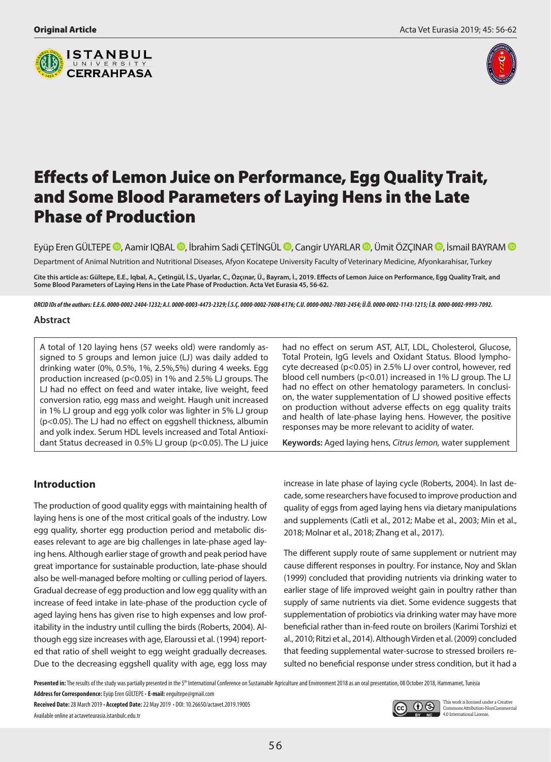Original Article

# Effects of Lemon Juice on Performance, Egg Quality Trait, and Some Blood Parameters of Laying Hens in the Late Phase of Production

Eyüp Eren GÜLTEPE, Aamir IQBAL, İbrahim Sadi ÇETİNGÜL, Cangir UYARLAR, Ümit ÖZÇINAR, İsmail BAYRAM

Department of Animal Nutrition and Nutritional Diseases, Afyon Kocatepe University Faculty of Veterinary Medicine, Afyonkarahisar, Turkey

**Cite this article as: Gültepe, E.E., Iqbal, A., Çetingül, İ.S., Uyarlar, C., Özçınar, Ü., Bayram, İ., 2019. Effects of Lemon Juice on Performance, Egg Quality Trait, and Some Blood Parameters of Laying Hens in the Late Phase of Production. Acta Vet Eurasia 45, 56-62.**

*ORCID IDs of the authors: E.E.G. 0000-0002-2404-1232; A.I. 0000-0003-4473-2329; İ.S.Ç. 0000-0002-7608-6176; C.U. 0000-0002-7803-2454; Ü.Ö. 0000-0002-1143-1215; İ.B. 0000-0002-9993-7092.*

## Abstract

A total of 120 laying hens (57 weeks old) were randomly assigned to 5 groups and lemon juice (LJ) was daily added to drinking water (0%, 0.5%, 1%, 2.5%,5%) during 4 weeks. Egg production increased ($p<0.05$) in 1% and 2.5% LJ groups. The LJ had no effect on feed and water intake, live weight, feed conversion ratio, egg mass and weight. Haugh unit increased in 1% LJ group and egg yolk color was lighter in 5% LJ group ($p<0.05$). The LJ had no effect on eggshell thickness, albumin and yolk index. Serum HDL levels increased and Total Antioxidant Status decreased in 0.5% LJ group ($p<0.05$). The LJ juice had no effect on serum AST, ALT, LDL, Cholesterol, Glucose, Total Protein, IgG levels and Oxidant Status. Blood lymphocyte decreased ($p<0.05$) in 2.5% LJ over control, however, red blood cell numbers ($p<0.01$) increased in 1% LJ group. The LJ had no effect on other hematology parameters. In conclusion, the water supplementation of LJ showed positive effects on production without adverse effects on egg quality traits and health of late-phase laying hens. However, the positive responses may be more relevant to acidity of water.

**Keywords:** Aged laying hens, *Citrus lemon,* water supplement

## Introduction

The production of good quality eggs with maintaining health of laying hens is one of the most critical goals of the industry. Low egg quality, shorter egg production period and metabolic diseases relevant to age are big challenges in late-phase aged laying hens. Although earlier stage of growth and peak period have great importance for sustainable production, late-phase should also be well-managed before molting or culling period of layers. Gradual decrease of egg production and low egg quality with an increase of feed intake in late-phase of the production cycle of aged laying hens has given rise to high expenses and low profitability in the industry until culling the birds (Roberts, 2004). Although egg size increases with age, Elaroussi et al. (1994) reported that ratio of shell weight to egg weight gradually decreases. Due to the decreasing eggshell quality with age, egg loss may increase in late phase of laying cycle (Roberts, 2004). In last decade, some researchers have focused to improve production and quality of eggs from aged laying hens via dietary manipulations and supplements (Catli et al., 2012; Mabe et al., 2003; Min et al., 2018; Molnar et al., 2018; Zhang et al., 2017).

The different supply route of same supplement or nutrient may cause different responses in poultry. For instance, Noy and Sklan (1999) concluded that providing nutrients via drinking water to earlier stage of life improved weight gain in poultry rather than supply of same nutrients via diet. Some evidence suggests that supplementation of probiotics via drinking water may have more beneficial rather than in-feed route on broilers (Karimi Torshizi et al., 2010; Ritzi et al., 2014). Although Virden et al. (2009) concluded that feeding supplemental water-sucrose to stressed broilers resulted no beneficial response under stress condition, but it had a

**Presented in:** The results of the study was partially presented in the 5th International Conference on Sustainable Agriculture and Environment 2018 as an oral presentation, 08 October 2018, Hammamet, Tunisia

**Address for Correspondence:** Eyüp Eren GÜLTEPE • **E-mail:** eegultepe@gmail.com

**Received Date:** 28 March 2019 • **Accepted Date:** 22 May 2019 • DOI: 10.26650/actavet.2019.19005

Available online at actaveteurasia.istanbulc.edu.tr

This work is licensed under a Creative Commons Attribution-NonCommercial 4.0 International License.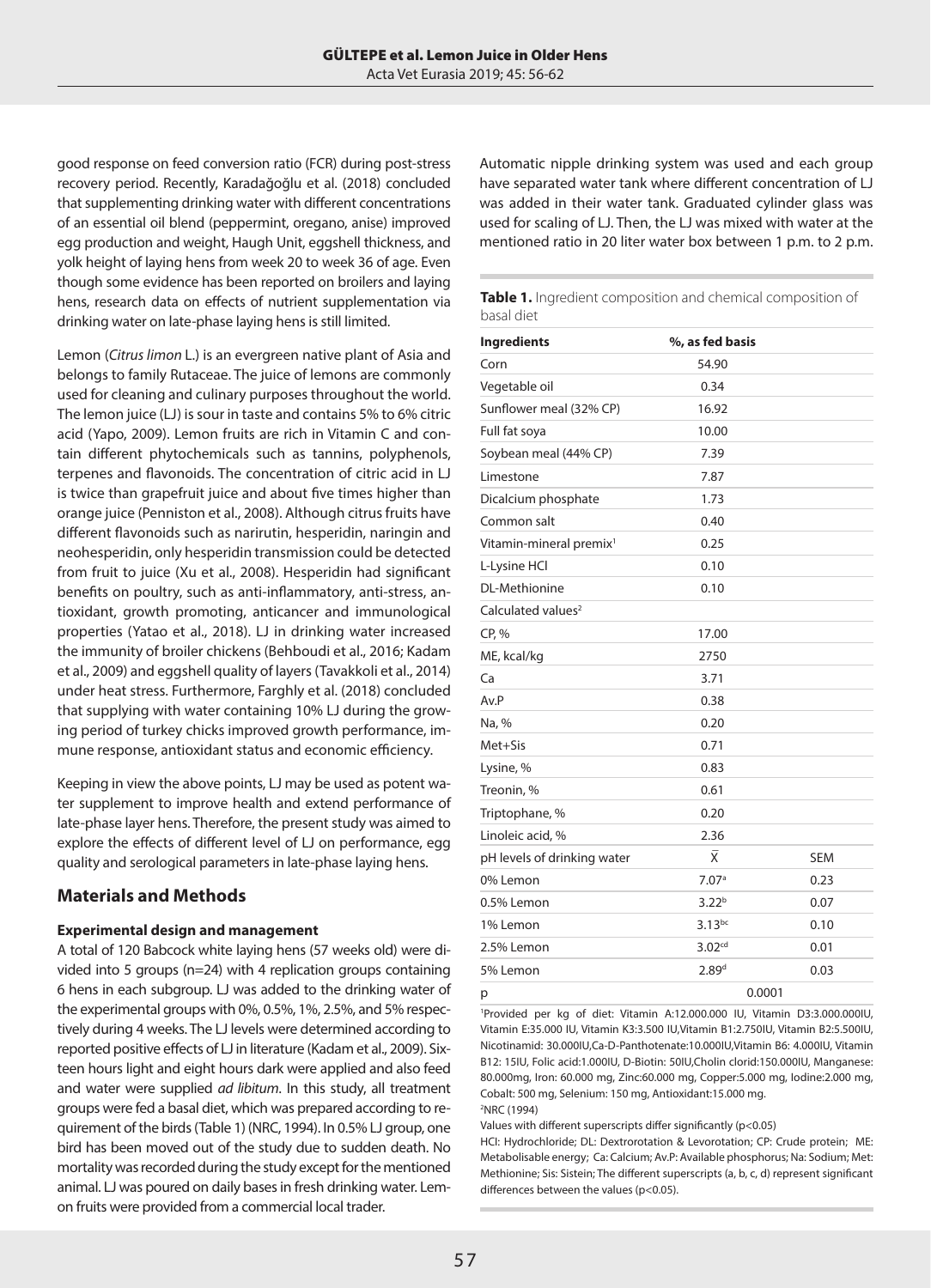good response on feed conversion ratio (FCR) during post-stress recovery period. Recently, Karadağoğlu et al. (2018) concluded that supplementing drinking water with different concentrations of an essential oil blend (peppermint, oregano, anise) improved egg production and weight, Haugh Unit, eggshell thickness, and yolk height of laying hens from week 20 to week 36 of age. Even though some evidence has been reported on broilers and laying hens, research data on effects of nutrient supplementation via drinking water on late-phase laying hens is still limited.

Lemon (*Citrus limon* L.) is an evergreen native plant of Asia and belongs to family Rutaceae. The juice of lemons are commonly used for cleaning and culinary purposes throughout the world. The lemon juice (LJ) is sour in taste and contains 5% to 6% citric acid (Yapo, 2009). Lemon fruits are rich in Vitamin C and contain different phytochemicals such as tannins, polyphenols, terpenes and flavonoids. The concentration of citric acid in LJ is twice than grapefruit juice and about five times higher than orange juice (Penniston et al., 2008). Although citrus fruits have different flavonoids such as narirutin, hesperidin, naringin and neohesperidin, only hesperidin transmission could be detected from fruit to juice (Xu et al., 2008). Hesperidin had significant benefits on poultry, such as anti-inflammatory, anti-stress, antioxidant, growth promoting, anticancer and immunological properties (Yatao et al., 2018). LJ in drinking water increased the immunity of broiler chickens (Behboudi et al., 2016; Kadam et al., 2009) and eggshell quality of layers (Tavakkoli et al., 2014) under heat stress. Furthermore, Farghly et al. (2018) concluded that supplying with water containing 10% LJ during the growing period of turkey chicks improved growth performance, immune response, antioxidant status and economic efficiency.

Keeping in view the above points, LJ may be used as potent water supplement to improve health and extend performance of late-phase layer hens. Therefore, the present study was aimed to explore the effects of different level of LJ on performance, egg quality and serological parameters in late-phase laying hens.

## Materials and Methods

### Experimental design and management

A total of 120 Babcock white laying hens (57 weeks old) were divided into 5 groups (n=24) with 4 replication groups containing 6 hens in each subgroup. LJ was added to the drinking water of the experimental groups with 0%, 0.5%, 1%, 2.5%, and 5% respectively during 4 weeks. The LJ levels were determined according to reported positive effects of LJ in literature (Kadam et al., 2009). Sixteen hours light and eight hours dark were applied and also feed and water were supplied *ad libitum*. In this study, all treatment groups were fed a basal diet, which was prepared according to requirement of the birds (Table 1) (NRC, 1994). In 0.5% LJ group, one bird has been moved out of the study due to sudden death. No mortality was recorded during the study except for the mentioned animal. LJ was poured on daily bases in fresh drinking water. Lemon fruits were provided from a commercial local trader.

Automatic nipple drinking system was used and each group have separated water tank where different concentration of LJ was added in their water tank. Graduated cylinder glass was used for scaling of LJ. Then, the LJ was mixed with water at the mentioned ratio in 20 liter water box between 1 p.m. to 2 p.m.

**Table 1.** Ingredient composition and chemical composition of basal diet

| Ingredients | %, as fed basis | |
|---|---|---|
| Corn | 54.90 | |
| Vegetable oil | 0.34 | |
| Sunflower meal (32% CP) | 16.92 | |
| Full fat soya | 10.00 | |
| Soybean meal (44% CP) | 7.39 | |
| Limestone | 7.87 | |
| Dicalcium phosphate | 1.73 | |
| Common salt | 0.40 | |
| Vitamin-mineral premix[1] | 0.25 | |
| L-Lysine HCl | 0.10 | |
| DL-Methionine | 0.10 | |
| Calculated values[2] | | |
| CP, % | 17.00 | |
| ME, kcal/kg | 2750 | |
| Ca | 3.71 | |
| Av.P | 0.38 | |
| Na, % | 0.20 | |
| Met+Sis | 0.71 | |
| Lysine, % | 0.83 | |
| Treonin, % | 0.61 | |
| Triptophane, % | 0.20 | |
| Linoleic acid, % | 2.36 | |
| pH levels of drinking water | $\bar{X}$ | SEM |
| 0% Lemon | $7.07^{a}$ | 0.23 |
| 0.5% Lemon | $3.22^{b}$ | 0.07 |
| 1% Lemon | $3.13^{bc}$ | 0.10 |
| 2.5% Lemon | $3.02^{cd}$ | 0.01 |
| 5% Lemon | $2.89^{d}$ | 0.03 |
| p | 0.0001 | |

[1]Provided per kg of diet: Vitamin A:12.000.000 IU, Vitamin D3:3.000.000IU, Vitamin E:35.000 IU, Vitamin K3:3.500 IU,Vitamin B1:2.750IU, Vitamin B2:5.500IU, Nicotinamid: 30.000IU,Ca-D-Panthotenate:10.000IU,Vitamin B6: 4.000IU, Vitamin B12: 15IU, Folic acid:1.000IU, D-Biotin: 50IU,Cholin clorid:150.000IU, Manganese: 80.000mg, Iron: 60.000 mg, Zinc:60.000 mg, Copper:5.000 mg, Iodine:2.000 mg, Cobalt: 500 mg, Selenium: 150 mg, Antioxidant:15.000 mg.
[2]NRC (1994)

Values with different superscripts differ significantly (p<0.05)

HCl: Hydrochloride; DL: Dextrorotation & Levorotation; CP: Crude protein; ME: Metabolisable energy; Ca: Calcium; Av.P: Available phosphorus; Na: Sodium; Met: Methionine; Sis: Sistein; The different superscripts (a, b, c, d) represent significant differences between the values (p<0.05).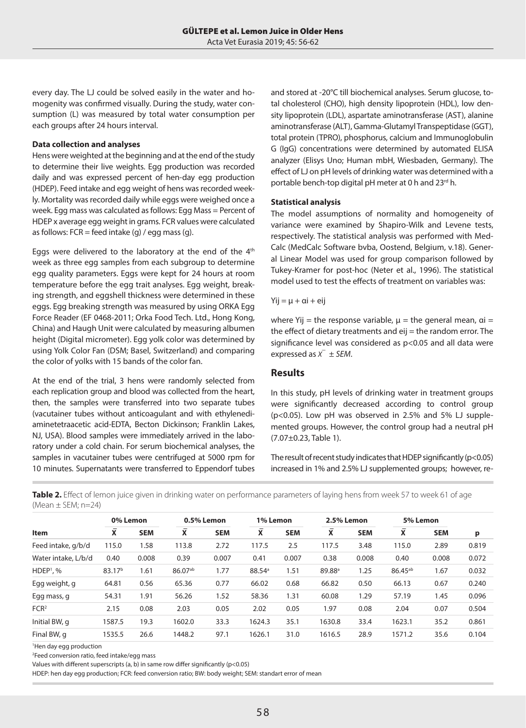every day. The LJ could be solved easily in the water and homogenity was confirmed visually. During the study, water consumption (L) was measured by total water consumption per each groups after 24 hours interval.

**Data collection and analyses**

Hens were weighted at the beginning and at the end of the study to determine their live weights. Egg production was recorded daily and was expressed percent of hen-day egg production (HDEP). Feed intake and egg weight of hens was recorded weekly. Mortality was recorded daily while eggs were weighed once a week. Egg mass was calculated as follows: Egg Mass = Percent of HDEP x average egg weight in grams. FCR values were calculated as follows: FCR = feed intake (g) / egg mass (g).

Eggs were delivered to the laboratory at the end of the 4th week as three egg samples from each subgroup to determine egg quality parameters. Eggs were kept for 24 hours at room temperature before the egg trait analyses. Egg weight, breaking strength, and eggshell thickness were determined in these eggs. Egg breaking strength was measured by using ORKA Egg Force Reader (EF 0468-2011; Orka Food Tech. Ltd., Hong Kong, China) and Haugh Unit were calculated by measuring albumen height (Digital micrometer). Egg yolk color was determined by using Yolk Color Fan (DSM; Basel, Switzerland) and comparing the color of yolks with 15 bands of the color fan.

At the end of the trial, 3 hens were randomly selected from each replication group and blood was collected from the heart, then, the samples were transferred into two separate tubes (vacutainer tubes without anticoagulant and with ethylenediaminetetraacetic acid-EDTA, Becton Dickinson; Franklin Lakes, NJ, USA). Blood samples were immediately arrived in the laboratory under a cold chain. For serum biochemical analyses, the samples in vacutainer tubes were centrifuged at 5000 rpm for 10 minutes. Supernatants were transferred to Eppendorf tubes and stored at -20°C till biochemical analyses. Serum glucose, total cholesterol (CHO), high density lipoprotein (HDL), low density lipoprotein (LDL), aspartate aminotransferase (AST), alanine aminotransferase (ALT), Gamma-Glutamyl Transpeptidase (GGT), total protein (TPRO), phosphorus, calcium and Immunoglobulin G (IgG) concentrations were determined by automated ELISA analyzer (Elisys Uno; Human mbH, Wiesbaden, Germany). The effect of LJ on pH levels of drinking water was determined with a portable bench-top digital pH meter at 0 h and 23rd h.

**Statistical analysis**

The model assumptions of normality and homogeneity of variance were examined by Shapiro-Wilk and Levene tests, respectively. The statistical analysis was performed with MedCalc (MedCalc Software bvba, Oostend, Belgium, v.18). General Linear Model was used for group comparison followed by Tukey-Kramer for post-hoc (Neter et al., 1996). The statistical model used to test the effects of treatment on variables was:

$$Y_{ij} = \mu + \alpha_i + e_{ij}$$

where $Y_{ij}$ = the response variable, $\mu$ = the general mean, $\alpha_i$ = the effect of dietary treatments and $e_{ij}$ = the random error. The significance level was considered as $p<0.05$ and all data were expressed as $\bar{X} \pm SEM$.

## Results

In this study, pH levels of drinking water in treatment groups were significantly decreased according to control group ($p<0.05$). Low pH was observed in 2.5% and 5% LJ supplemented groups. However, the control group had a neutral pH (7.07±0.23, Table 1).

The result of recent study indicates that HDEP significantly ($p<0.05$) increased in 1% and 2.5% LJ supplemented groups; however, re-

**Table 2.** Effect of lemon juice given in drinking water on performance parameters of laying hens from week 57 to week 61 of age (Mean ± SEM; n=24)

| | 0% Lemon | | 0.5% Lemon | | 1% Lemon | | 2.5% Lemon | | 5% Lemon | | |
|---|---|---|---|---|---|---|---|---|---|---|---|
| Item | $\bar{X}$ | SEM | $\bar{X}$ | SEM | $\bar{X}$ | SEM | $\bar{X}$ | SEM | $\bar{X}$ | SEM | p |
| Feed intake, g/b/d | 115.0 | 1.58 | 113.8 | 2.72 | 117.5 | 2.5 | 117.5 | 3.48 | 115.0 | 2.89 | 0.819 |
| Water intake, L/b/d | 0.40 | 0.008 | 0.39 | 0.007 | 0.41 | 0.007 | 0.38 | 0.008 | 0.40 | 0.008 | 0.072 |
| HDEP[1], % | 83.17[b] | 1.61 | 86.07[ab] | 1.77 | 88.54[a] | 1.51 | 89.88[a] | 1.25 | 86.45[ab] | 1.67 | 0.032 |
| Egg weight, g | 64.81 | 0.56 | 65.36 | 0.77 | 66.02 | 0.68 | 66.82 | 0.50 | 66.13 | 0.67 | 0.240 |
| Egg mass, g | 54.31 | 1.91 | 56.26 | 1.52 | 58.36 | 1.31 | 60.08 | 1.29 | 57.19 | 1.45 | 0.096 |
| FCR[2] | 2.15 | 0.08 | 2.03 | 0.05 | 2.02 | 0.05 | 1.97 | 0.08 | 2.04 | 0.07 | 0.504 |
| Initial BW, g | 1587.5 | 19.3 | 1602.0 | 33.3 | 1624.3 | 35.1 | 1630.8 | 33.4 | 1623.1 | 35.2 | 0.861 |
| Final BW, g | 1535.5 | 26.6 | 1448.2 | 97.1 | 1626.1 | 31.0 | 1616.5 | 28.9 | 1571.2 | 35.6 | 0.104 |

[1]Hen day egg production

[2]Feed conversion ratio, feed intake/egg mass

Values with different superscripts (a, b) in same row differ significantly ($p<0.05$)

HDEP: hen day egg production; FCR: feed conversion ratio; BW: body weight; SEM: standart error of mean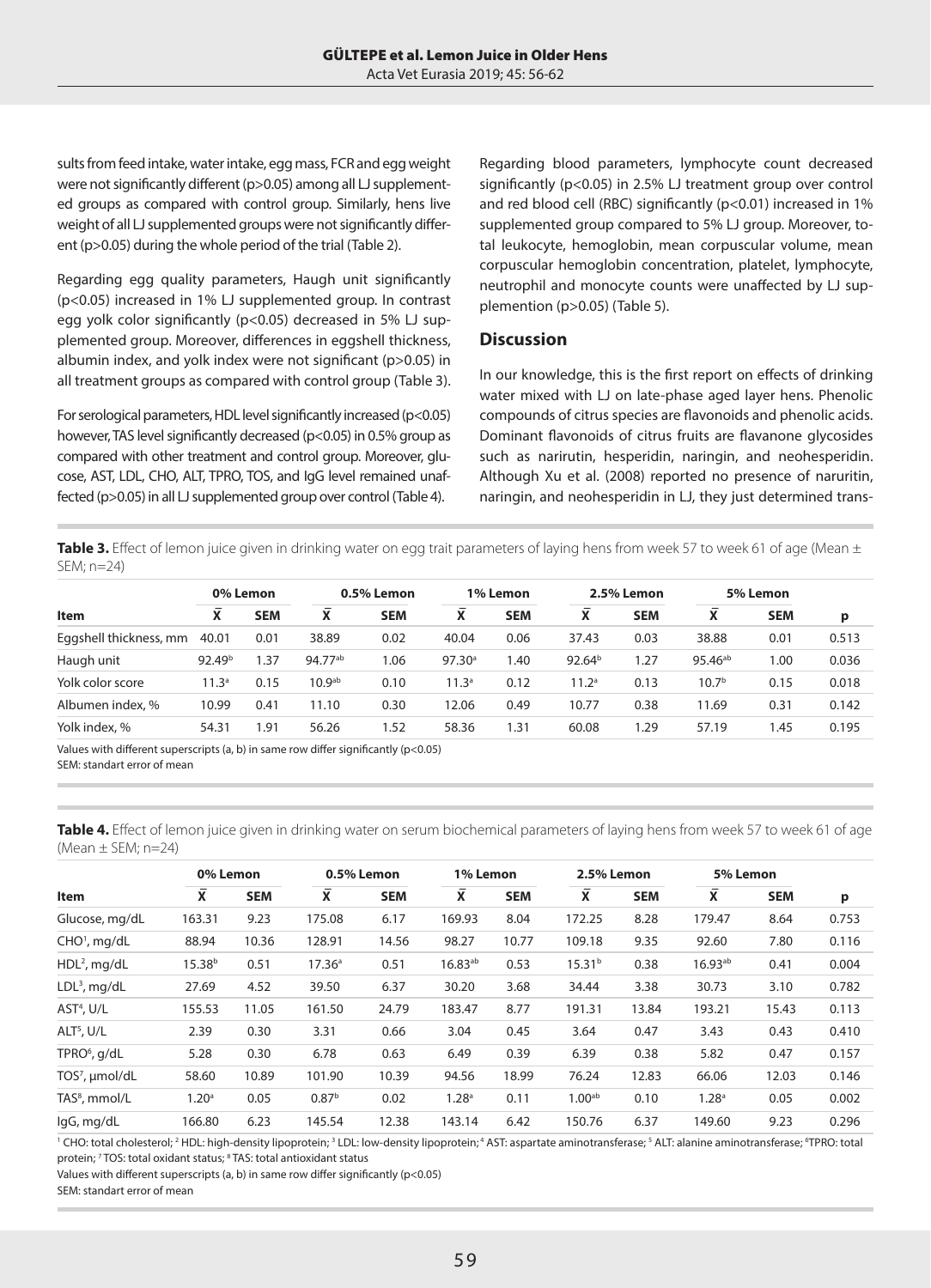sults from feed intake, water intake, egg mass, FCR and egg weight were not significantly different (p>0.05) among all LJ supplemented groups as compared with control group. Similarly, hens live weight of all LJ supplemented groups were not significantly different (p>0.05) during the whole period of the trial (Table 2).

Regarding egg quality parameters, Haugh unit significantly (p<0.05) increased in 1% LJ supplemented group. In contrast egg yolk color significantly (p<0.05) decreased in 5% LJ supplemented group. Moreover, differences in eggshell thickness, albumin index, and yolk index were not significant (p>0.05) in all treatment groups as compared with control group (Table 3).

For serological parameters, HDL level significantly increased (p<0.05) however, TAS level significantly decreased (p<0.05) in 0.5% group as compared with other treatment and control group. Moreover, glucose, AST, LDL, CHO, ALT, TPRO, TOS, and IgG level remained unaffected (p>0.05) in all LJ supplemented group over control (Table 4).

Regarding blood parameters, lymphocyte count decreased significantly (p<0.05) in 2.5% LJ treatment group over control and red blood cell (RBC) significantly (p<0.01) increased in 1% supplemented group compared to 5% LJ group. Moreover, total leukocyte, hemoglobin, mean corpuscular volume, mean corpuscular hemoglobin concentration, platelet, lymphocyte, neutrophil and monocyte counts were unaffected by LJ supplementation (p>0.05) (Table 5).

## Discussion

In our knowledge, this is the first report on effects of drinking water mixed with LJ on late-phase aged layer hens. Phenolic compounds of citrus species are flavonoids and phenolic acids. Dominant flavonoids of citrus fruits are flavanone glycosides such as narirutin, hesperidin, naringin, and neohesperidin. Although Xu et al. (2008) reported no presence of naruritin, naringin, and neohesperidin in LJ, they just determined trans-

**Table 3.** Effect of lemon juice given in drinking water on egg trait parameters of laying hens from week 57 to week 61 of age (Mean ± SEM; n=24)

| | 0% Lemon | | 0.5% Lemon | | 1% Lemon | | 2.5% Lemon | | 5% Lemon | | |
|---|---|---|---|---|---|---|---|---|---|---|---|
| **Item** | $\bar{X}$ | **SEM** | $\bar{X}$ | **SEM** | $\bar{X}$ | **SEM** | $\bar{X}$ | **SEM** | $\bar{X}$ | **SEM** | **p** |
| Eggshell thickness, mm | 40.01 | 0.01 | 38.89 | 0.02 | 40.04 | 0.06 | 37.43 | 0.03 | 38.88 | 0.01 | 0.513 |
| Haugh unit | 92.49[b] | 1.37 | 94.77[ab] | 1.06 | 97.30[a] | 1.40 | 92.64[b] | 1.27 | 95.46[ab] | 1.00 | 0.036 |
| Yolk color score | 11.3[a] | 0.15 | 10.9[ab] | 0.10 | 11.3[a] | 0.12 | 11.2[a] | 0.13 | 10.7[b] | 0.15 | 0.018 |
| Albumen index, % | 10.99 | 0.41 | 11.10 | 0.30 | 12.06 | 0.49 | 10.77 | 0.38 | 11.69 | 0.31 | 0.142 |
| Yolk index, % | 54.31 | 1.91 | 56.26 | 1.52 | 58.36 | 1.31 | 60.08 | 1.29 | 57.19 | 1.45 | 0.195 |

Values with different superscripts (a, b) in same row differ significantly (p<0.05)
SEM: standart error of mean

**Table 4.** Effect of lemon juice given in drinking water on serum biochemical parameters of laying hens from week 57 to week 61 of age (Mean ± SEM; n=24)

| | 0% Lemon | | 0.5% Lemon | | 1% Lemon | | 2.5% Lemon | | 5% Lemon | | |
|---|---|---|---|---|---|---|---|---|---|---|---|
| **Item** | $\bar{X}$ | **SEM** | $\bar{X}$ | **SEM** | $\bar{X}$ | **SEM** | $\bar{X}$ | **SEM** | $\bar{X}$ | **SEM** | **p** |
| Glucose, mg/dL | 163.31 | 9.23 | 175.08 | 6.17 | 169.93 | 8.04 | 172.25 | 8.28 | 179.47 | 8.64 | 0.753 |
| CHO[1], mg/dL | 88.94 | 10.36 | 128.91 | 14.56 | 98.27 | 10.77 | 109.18 | 9.35 | 92.60 | 7.80 | 0.116 |
| HDL[2], mg/dL | 15.38[b] | 0.51 | 17.36[a] | 0.51 | 16.83[ab] | 0.53 | 15.31[b] | 0.38 | 16.93[ab] | 0.41 | 0.004 |
| LDL[3], mg/dL | 27.69 | 4.52 | 39.50 | 6.37 | 30.20 | 3.68 | 34.44 | 3.38 | 30.73 | 3.10 | 0.782 |
| AST[4], U/L | 155.53 | 11.05 | 161.50 | 24.79 | 183.47 | 8.77 | 191.31 | 13.84 | 193.21 | 15.43 | 0.113 |
| ALT[5], U/L | 2.39 | 0.30 | 3.31 | 0.66 | 3.04 | 0.45 | 3.64 | 0.47 | 3.43 | 0.43 | 0.410 |
| TPRO[6], g/dL | 5.28 | 0.30 | 6.78 | 0.63 | 6.49 | 0.39 | 6.39 | 0.38 | 5.82 | 0.47 | 0.157 |
| TOS[7], μmol/dL | 58.60 | 10.89 | 101.90 | 10.39 | 94.56 | 18.99 | 76.24 | 12.83 | 66.06 | 12.03 | 0.146 |
| TAS[8], mmol/L | 1.20[a] | 0.05 | 0.87[b] | 0.02 | 1.28[a] | 0.11 | 1.00[ab] | 0.10 | 1.28[a] | 0.05 | 0.002 |
| IgG, mg/dL | 166.80 | 6.23 | 145.54 | 12.38 | 143.14 | 6.42 | 150.76 | 6.37 | 149.60 | 9.23 | 0.296 |

[1] CHO: total cholesterol; [2] HDL: high-density lipoprotein; [3] LDL: low-density lipoprotein; [4] AST: aspartate aminotransferase; [5] ALT: alanine aminotransferase; [6]TPRO: total protein; [7] TOS: total oxidant status; [8] TAS: total antioxidant status
Values with different superscripts (a, b) in same row differ significantly (p<0.05)
SEM: standart error of mean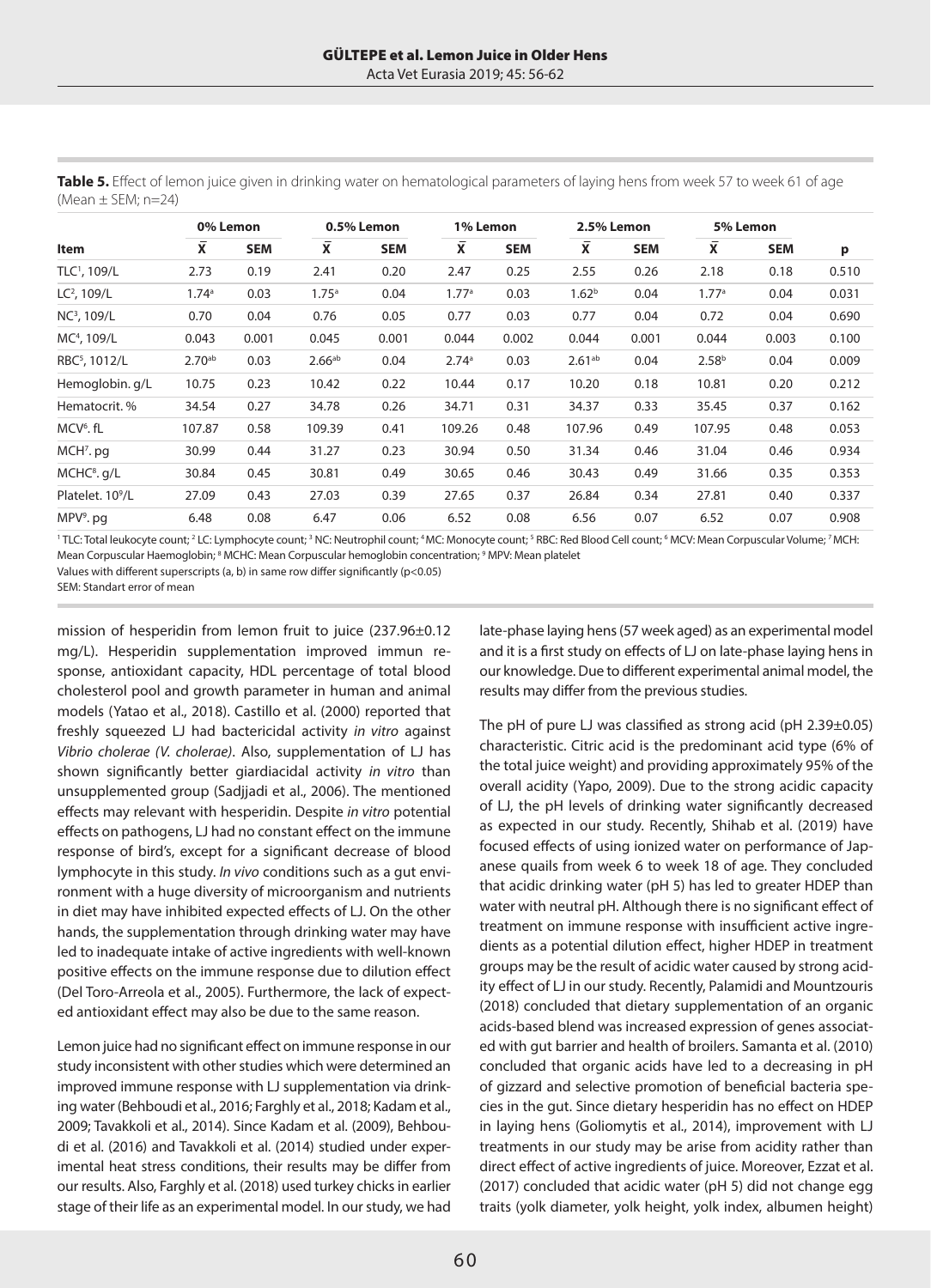**Table 5.** Effect of lemon juice given in drinking water on hematological parameters of laying hens from week 57 to week 61 of age (Mean ± SEM; n=24)

| Item | 0% Lemon | | 0.5% Lemon | | 1% Lemon | | 2.5% Lemon | | 5% Lemon | | p |
|---|---|---|---|---|---|---|---|---|---|---|---|
| | $\bar{X}$ | SEM | $\bar{X}$ | SEM | $\bar{X}$ | SEM | $\bar{X}$ | SEM | $\bar{X}$ | SEM | |
| TLC[1], 109/L | 2.73 | 0.19 | 2.41 | 0.20 | 2.47 | 0.25 | 2.55 | 0.26 | 2.18 | 0.18 | 0.510 |
| LC[2], 109/L | 1.74[a] | 0.03 | 1.75[a] | 0.04 | 1.77[a] | 0.03 | 1.62[b] | 0.04 | 1.77[a] | 0.04 | 0.031 |
| NC[3], 109/L | 0.70 | 0.04 | 0.76 | 0.05 | 0.77 | 0.03 | 0.77 | 0.04 | 0.72 | 0.04 | 0.690 |
| MC[4], 109/L | 0.043 | 0.001 | 0.045 | 0.001 | 0.044 | 0.002 | 0.044 | 0.001 | 0.044 | 0.003 | 0.100 |
| RBC[5], 1012/L | 2.70[ab] | 0.03 | 2.66[ab] | 0.04 | 2.74[a] | 0.03 | 2.61[ab] | 0.04 | 2.58[b] | 0.04 | 0.009 |
| Hemoglobin. g/L | 10.75 | 0.23 | 10.42 | 0.22 | 10.44 | 0.17 | 10.20 | 0.18 | 10.81 | 0.20 | 0.212 |
| Hematocrit. % | 34.54 | 0.27 | 34.78 | 0.26 | 34.71 | 0.31 | 34.37 | 0.33 | 35.45 | 0.37 | 0.162 |
| MCV[6]. fL | 107.87 | 0.58 | 109.39 | 0.41 | 109.26 | 0.48 | 107.96 | 0.49 | 107.95 | 0.48 | 0.053 |
| MCH[7]. pg | 30.99 | 0.44 | 31.27 | 0.23 | 30.94 | 0.50 | 31.34 | 0.46 | 31.04 | 0.46 | 0.934 |
| MCHC[8]. g/L | 30.84 | 0.45 | 30.81 | 0.49 | 30.65 | 0.46 | 30.43 | 0.49 | 31.66 | 0.35 | 0.353 |
| Platelet. 10[9]/L | 27.09 | 0.43 | 27.03 | 0.39 | 27.65 | 0.37 | 26.84 | 0.34 | 27.81 | 0.40 | 0.337 |
| MPV[9]. pg | 6.48 | 0.08 | 6.47 | 0.06 | 6.52 | 0.08 | 6.56 | 0.07 | 6.52 | 0.07 | 0.908 |

[1] TLC: Total leukocyte count; [2] LC: Lymphocyte count; [3] NC: Neutrophil count; [4] MC: Monocyte count; [5] RBC: Red Blood Cell count; [6] MCV: Mean Corpuscular Volume; [7] MCH: Mean Corpuscular Haemoglobin; [8] MCHC: Mean Corpuscular hemoglobin concentration; [9] MPV: Mean platelet

Values with different superscripts (a, b) in same row differ significantly (p<0.05)

SEM: Standart error of mean

mission of hesperidin from lemon fruit to juice (237.96±0.12 mg/L). Hesperidin supplementation improved immun response, antioxidant capacity, HDL percentage of total blood cholesterol pool and growth parameter in human and animal models (Yatao et al., 2018). Castillo et al. (2000) reported that freshly squeezed LJ had bactericidal activity *in vitro* against *Vibrio cholerae (V. cholerae)*. Also, supplementation of LJ has shown significantly better giardiacidal activity *in vitro* than unsupplemented group (Sadjjadi et al., 2006). The mentioned effects may relevant with hesperidin. Despite *in vitro* potential effects on pathogens, LJ had no constant effect on the immune response of bird's, except for a significant decrease of blood lymphocyte in this study. *In vivo* conditions such as a gut environment with a huge diversity of microorganism and nutrients in diet may have inhibited expected effects of LJ. On the other hands, the supplementation through drinking water may have led to inadequate intake of active ingredients with well-known positive effects on the immune response due to dilution effect (Del Toro-Arreola et al., 2005). Furthermore, the lack of expected antioxidant effect may also be due to the same reason.

Lemon juice had no significant effect on immune response in our study inconsistent with other studies which were determined an improved immune response with LJ supplementation via drinking water (Behboudi et al., 2016; Farghly et al., 2018; Kadam et al., 2009; Tavakkoli et al., 2014). Since Kadam et al. (2009), Behboudi et al. (2016) and Tavakkoli et al. (2014) studied under experimental heat stress conditions, their results may be differ from our results. Also, Farghly et al. (2018) used turkey chicks in earlier stage of their life as an experimental model. In our study, we had late-phase laying hens (57 week aged) as an experimental model and it is a first study on effects of LJ on late-phase laying hens in our knowledge. Due to different experimental animal model, the results may differ from the previous studies.

The pH of pure LJ was classified as strong acid (pH 2.39±0.05) characteristic. Citric acid is the predominant acid type (6% of the total juice weight) and providing approximately 95% of the overall acidity (Yapo, 2009). Due to the strong acidic capacity of LJ, the pH levels of drinking water significantly decreased as expected in our study. Recently, Shihab et al. (2019) have focused effects of using ionized water on performance of Japanese quails from week 6 to week 18 of age. They concluded that acidic drinking water (pH 5) has led to greater HDEP than water with neutral pH. Although there is no significant effect of treatment on immune response with insufficient active ingredients as a potential dilution effect, higher HDEP in treatment groups may be the result of acidic water caused by strong acidity effect of LJ in our study. Recently, Palamidi and Mountzouris (2018) concluded that dietary supplementation of an organic acids-based blend was increased expression of genes associated with gut barrier and health of broilers. Samanta et al. (2010) concluded that organic acids have led to a decreasing in pH of gizzard and selective promotion of beneficial bacteria species in the gut. Since dietary hesperidin has no effect on HDEP in laying hens (Goliomytis et al., 2014), improvement with LJ treatments in our study may be arise from acidity rather than direct effect of active ingredients of juice. Moreover, Ezzat et al. (2017) concluded that acidic water (pH 5) did not change egg traits (yolk diameter, yolk height, yolk index, albumen height)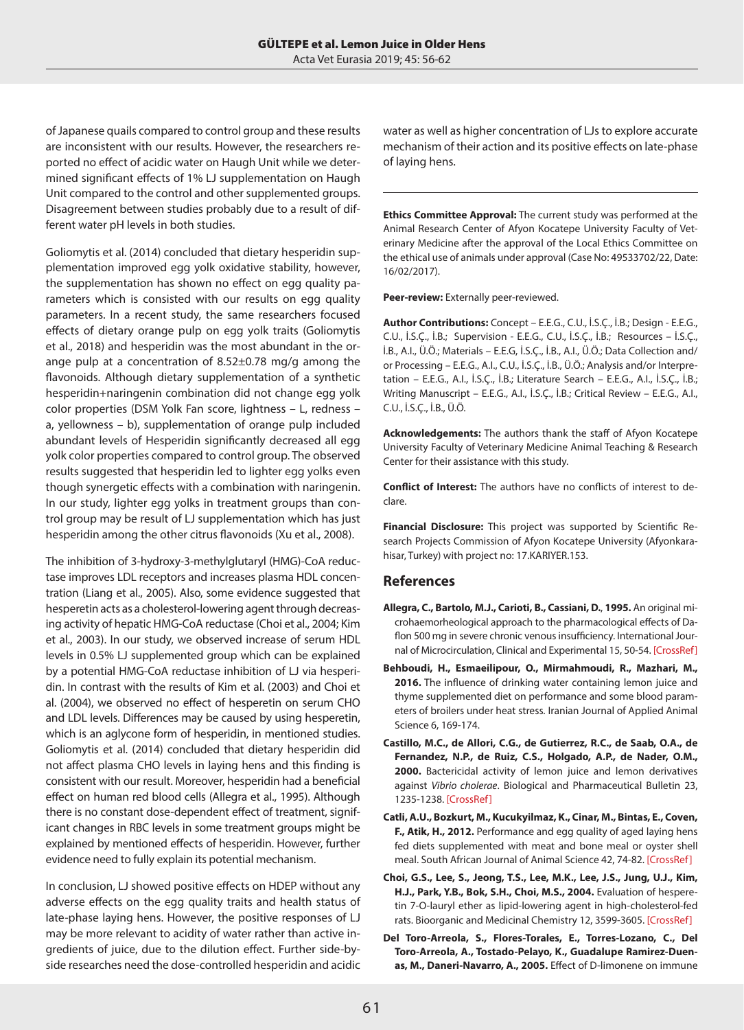of Japanese quails compared to control group and these results are inconsistent with our results. However, the researchers reported no effect of acidic water on Haugh Unit while we determined significant effects of 1% LJ supplementation on Haugh Unit compared to the control and other supplemented groups. Disagreement between studies probably due to a result of different water pH levels in both studies.

Goliomytis et al. (2014) concluded that dietary hesperidin supplementation improved egg yolk oxidative stability, however, the supplementation has shown no effect on egg quality parameters which is consisted with our results on egg quality parameters. In a recent study, the same researchers focused effects of dietary orange pulp on egg yolk traits (Goliomytis et al., 2018) and hesperidin was the most abundant in the orange pulp at a concentration of 8.52±0.78 mg/g among the flavonoids. Although dietary supplementation of a synthetic hesperidin+naringenin combination did not change egg yolk color properties (DSM Yolk Fan score, lightness – L, redness – a, yellowness – b), supplementation of orange pulp included abundant levels of Hesperidin significantly decreased all egg yolk color properties compared to control group. The observed results suggested that hesperidin led to lighter egg yolks even though synergetic effects with a combination with naringenin. In our study, lighter egg yolks in treatment groups than control group may be result of LJ supplementation which has just hesperidin among the other citrus flavonoids (Xu et al., 2008).

The inhibition of 3-hydroxy-3-methylglutaryl (HMG)-CoA reductase improves LDL receptors and increases plasma HDL concentration (Liang et al., 2005). Also, some evidence suggested that hesperetin acts as a cholesterol-lowering agent through decreasing activity of hepatic HMG-CoA reductase (Choi et al., 2004; Kim et al., 2003). In our study, we observed increase of serum HDL levels in 0.5% LJ supplemented group which can be explained by a potential HMG-CoA reductase inhibition of LJ via hesperidin. In contrast with the results of Kim et al. (2003) and Choi et al. (2004), we observed no effect of hesperetin on serum CHO and LDL levels. Differences may be caused by using hesperetin, which is an aglycone form of hesperidin, in mentioned studies. Goliomytis et al. (2014) concluded that dietary hesperidin did not affect plasma CHO levels in laying hens and this finding is consistent with our result. Moreover, hesperidin had a beneficial effect on human red blood cells (Allegra et al., 1995). Although there is no constant dose-dependent effect of treatment, significant changes in RBC levels in some treatment groups might be explained by mentioned effects of hesperidin. However, further evidence need to fully explain its potential mechanism.

In conclusion, LJ showed positive effects on HDEP without any adverse effects on the egg quality traits and health status of late-phase laying hens. However, the positive responses of LJ may be more relevant to acidity of water rather than active ingredients of juice, due to the dilution effect. Further side-by-side researches need the dose-controlled hesperidin and acidic water as well as higher concentration of LJs to explore accurate mechanism of their action and its positive effects on late-phase of laying hens.

---

**Ethics Committee Approval:** The current study was performed at the Animal Research Center of Afyon Kocatepe University Faculty of Veterinary Medicine after the approval of the Local Ethics Committee on the ethical use of animals under approval (Case No: 49533702/22, Date: 16/02/2017).

**Peer-review:** Externally peer-reviewed.

**Author Contributions:** Concept – E.E.G., C.U., İ.S.Ç., İ.B.; Design - E.E.G., C.U., İ.S.Ç., İ.B.; Supervision - E.E.G., C.U., İ.S.Ç., İ.B.; Resources – İ.S.Ç., İ.B., A.I., Ü.Ö.; Materials – E.E.G, İ.S.Ç., İ.B., A.I., Ü.Ö.; Data Collection and/or Processing – E.E.G., A.I., C.U., İ.S.Ç., İ.B., Ü.Ö.; Analysis and/or Interpretation – E.E.G., A.I., İ.S.Ç., İ.B.; Literature Search – E.E.G., A.I., İ.S.Ç., İ.B.; Writing Manuscript – E.E.G., A.I., İ.S.Ç., İ.B.; Critical Review – E.E.G., A.I., C.U., İ.S.Ç., İ.B., Ü.Ö.

**Acknowledgements:** The authors thank the staff of Afyon Kocatepe University Faculty of Veterinary Medicine Animal Teaching & Research Center for their assistance with this study.

**Conflict of Interest:** The authors have no conflicts of interest to declare.

**Financial Disclosure:** This project was supported by Scientific Research Projects Commission of Afyon Kocatepe University (Afyonkarahisar, Turkey) with project no: 17.KARIYER.153.

## References

**Allegra, C., Bartolo, M.J., Carioti, B., Cassiani, D.**, **1995.** An original microhaemorheological approach to the pharmacological effects of Daflon 500 mg in severe chronic venous insufficiency. International Journal of Microcirculation, Clinical and Experimental 15, 50-54. [CrossRef]

**Behboudi, H., Esmaeilipour, O., Mirmahmoudi, R., Mazhari, M., 2016.** The influence of drinking water containing lemon juice and thyme supplemented diet on performance and some blood parameters of broilers under heat stress. Iranian Journal of Applied Animal Science 6, 169-174.

**Castillo, M.C., de Allori, C.G., de Gutierrez, R.C., de Saab, O.A., de Fernandez, N.P., de Ruiz, C.S., Holgado, A.P., de Nader, O.M., 2000.** Bactericidal activity of lemon juice and lemon derivatives against *Vibrio cholerae*. Biological and Pharmaceutical Bulletin 23, 1235-1238. [CrossRef]

**Catli, A.U., Bozkurt, M., Kucukyilmaz, K., Cinar, M., Bintas, E., Coven, F., Atik, H., 2012.** Performance and egg quality of aged laying hens fed diets supplemented with meat and bone meal or oyster shell meal. South African Journal of Animal Science 42, 74-82. [CrossRef]

**Choi, G.S., Lee, S., Jeong, T.S., Lee, M.K., Lee, J.S., Jung, U.J., Kim, H.J., Park, Y.B., Bok, S.H., Choi, M.S., 2004.** Evaluation of hesperetin 7-O-lauryl ether as lipid-lowering agent in high-cholesterol-fed rats. Bioorganic and Medicinal Chemistry 12, 3599-3605. [CrossRef]

**Del Toro-Arreola, S., Flores-Torales, E., Torres-Lozano, C., Del Toro-Arreola, A., Tostado-Pelayo, K., Guadalupe Ramirez-Duenas, M., Daneri-Navarro, A., 2005.** Effect of D-limonene on immune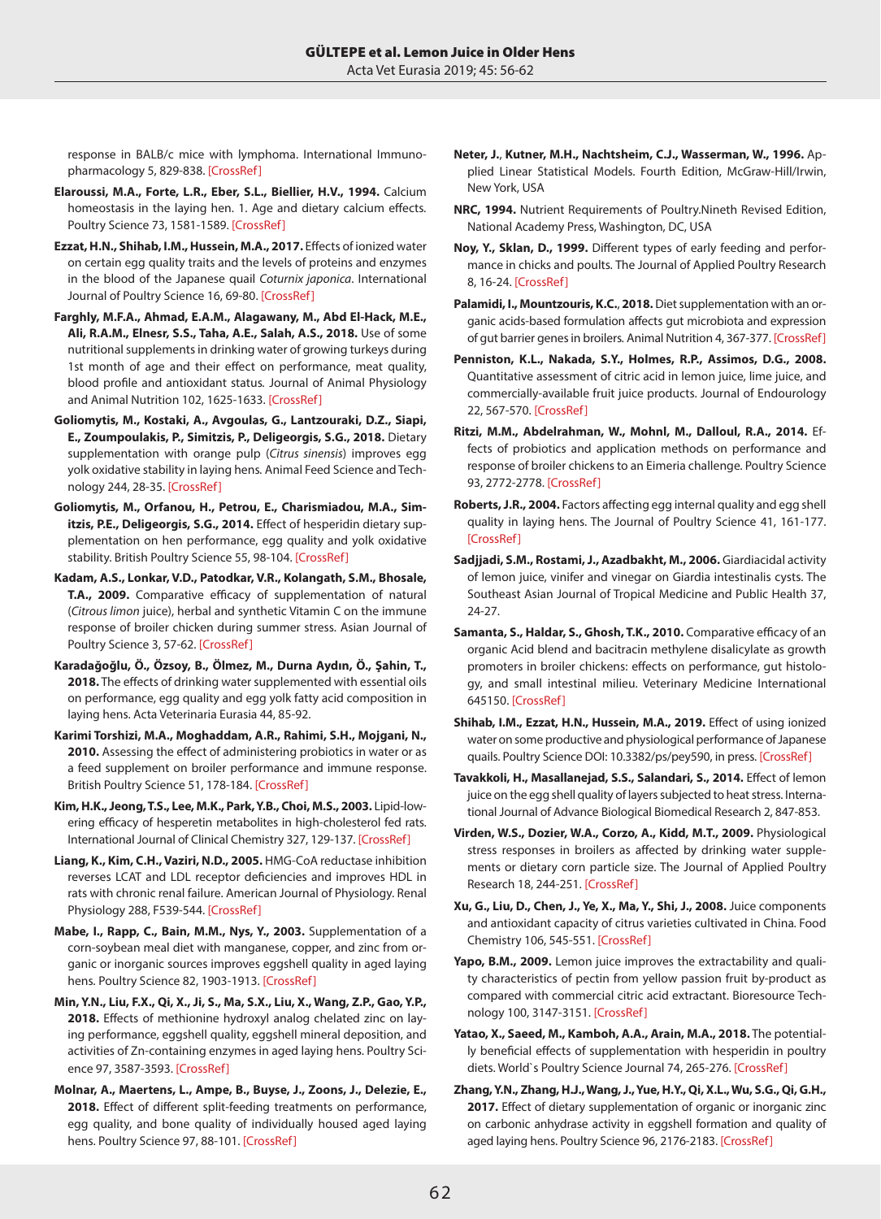response in BALB/c mice with lymphoma. International Immunopharmacology 5, 829-838. [CrossRef]

**Elaroussi, M.A., Forte, L.R., Eber, S.L., Biellier, H.V., 1994.** Calcium homeostasis in the laying hen. 1. Age and dietary calcium effects. Poultry Science 73, 1581-1589. [CrossRef]

**Ezzat, H.N., Shihab, I.M., Hussein, M.A., 2017.** Effects of ionized water on certain egg quality traits and the levels of proteins and enzymes in the blood of the Japanese quail *Coturnix japonica*. International Journal of Poultry Science 16, 69-80. [CrossRef]

**Farghly, M.F.A., Ahmad, E.A.M., Alagawany, M., Abd El-Hack, M.E., Ali, R.A.M., Elnesr, S.S., Taha, A.E., Salah, A.S., 2018.** Use of some nutritional supplements in drinking water of growing turkeys during 1st month of age and their effect on performance, meat quality, blood profile and antioxidant status. Journal of Animal Physiology and Animal Nutrition 102, 1625-1633. [CrossRef]

**Goliomytis, M., Kostaki, A., Avgoulas, G., Lantzouraki, D.Z., Siapi, E., Zoumpoulakis, P., Simitzis, P., Deligeorgis, S.G., 2018.** Dietary supplementation with orange pulp (*Citrus sinensis*) improves egg yolk oxidative stability in laying hens. Animal Feed Science and Technology 244, 28-35. [CrossRef]

**Goliomytis, M., Orfanou, H., Petrou, E., Charismiadou, M.A., Simitzis, P.E., Deligeorgis, S.G., 2014.** Effect of hesperidin dietary supplementation on hen performance, egg quality and yolk oxidative stability. British Poultry Science 55, 98-104. [CrossRef]

**Kadam, A.S., Lonkar, V.D., Patodkar, V.R., Kolangath, S.M., Bhosale, T.A., 2009.** Comparative efficacy of supplementation of natural (*Citrous limon* juice), herbal and synthetic Vitamin C on the immune response of broiler chicken during summer stress. Asian Journal of Poultry Science 3, 57-62. [CrossRef]

**Karadağoğlu, Ö., Özsoy, B., Ölmez, M., Durna Aydın, Ö., Şahin, T., 2018.** The effects of drinking water supplemented with essential oils on performance, egg quality and egg yolk fatty acid composition in laying hens. Acta Veterinaria Eurasia 44, 85-92.

**Karimi Torshizi, M.A., Moghaddam, A.R., Rahimi, S.H., Mojgani, N., 2010.** Assessing the effect of administering probiotics in water or as a feed supplement on broiler performance and immune response. British Poultry Science 51, 178-184. [CrossRef]

**Kim, H.K., Jeong, T.S., Lee, M.K., Park, Y.B., Choi, M.S., 2003.** Lipid-lowering efficacy of hesperetin metabolites in high-cholesterol fed rats. International Journal of Clinical Chemistry 327, 129-137. [CrossRef]

**Liang, K., Kim, C.H., Vaziri, N.D., 2005.** HMG-CoA reductase inhibition reverses LCAT and LDL receptor deficiencies and improves HDL in rats with chronic renal failure. American Journal of Physiology. Renal Physiology 288, F539-544. [CrossRef]

**Mabe, I., Rapp, C., Bain, M.M., Nys, Y., 2003.** Supplementation of a corn-soybean meal diet with manganese, copper, and zinc from organic or inorganic sources improves eggshell quality in aged laying hens. Poultry Science 82, 1903-1913. [CrossRef]

**Min, Y.N., Liu, F.X., Qi, X., Ji, S., Ma, S.X., Liu, X., Wang, Z.P., Gao, Y.P., 2018.** Effects of methionine hydroxyl analog chelated zinc on laying performance, eggshell quality, eggshell mineral deposition, and activities of Zn-containing enzymes in aged laying hens. Poultry Science 97, 3587-3593. [CrossRef]

**Molnar, A., Maertens, L., Ampe, B., Buyse, J., Zoons, J., Delezie, E., 2018.** Effect of different split-feeding treatments on performance, egg quality, and bone quality of individually housed aged laying hens. Poultry Science 97, 88-101. [CrossRef]

**Neter, J., Kutner, M.H., Nachtsheim, C.J., Wasserman, W., 1996.** Applied Linear Statistical Models. Fourth Edition, McGraw-Hill/Irwin, New York, USA

**NRC, 1994.** Nutrient Requirements of Poultry.Nineth Revised Edition, National Academy Press, Washington, DC, USA

**Noy, Y., Sklan, D., 1999.** Different types of early feeding and performance in chicks and poults. The Journal of Applied Poultry Research 8, 16-24. [CrossRef]

**Palamidi, I., Mountzouris, K.C., 2018.** Diet supplementation with an organic acids-based formulation affects gut microbiota and expression of gut barrier genes in broilers. Animal Nutrition 4, 367-377. [CrossRef]

**Penniston, K.L., Nakada, S.Y., Holmes, R.P., Assimos, D.G., 2008.** Quantitative assessment of citric acid in lemon juice, lime juice, and commercially-available fruit juice products. Journal of Endourology 22, 567-570. [CrossRef]

**Ritzi, M.M., Abdelrahman, W., Mohnl, M., Dalloul, R.A., 2014.** Effects of probiotics and application methods on performance and response of broiler chickens to an Eimeria challenge. Poultry Science 93, 2772-2778. [CrossRef]

**Roberts, J.R., 2004.** Factors affecting egg internal quality and egg shell quality in laying hens. The Journal of Poultry Science 41, 161-177. [CrossRef]

**Sadjjadi, S.M., Rostami, J., Azadbakht, M., 2006.** Giardiacidal activity of lemon juice, vinifer and vinegar on Giardia intestinalis cysts. The Southeast Asian Journal of Tropical Medicine and Public Health 37, 24-27.

**Samanta, S., Haldar, S., Ghosh, T.K., 2010.** Comparative efficacy of an organic Acid blend and bacitracin methylene disalicylate as growth promoters in broiler chickens: effects on performance, gut histology, and small intestinal milieu. Veterinary Medicine International 645150. [CrossRef]

**Shihab, I.M., Ezzat, H.N., Hussein, M.A., 2019.** Effect of using ionized water on some productive and physiological performance of Japanese quails. Poultry Science DOI: 10.3382/ps/pey590, in press. [CrossRef]

**Tavakkoli, H., Masallanejad, S.S., Salandari, S., 2014.** Effect of lemon juice on the egg shell quality of layers subjected to heat stress. International Journal of Advance Biological Biomedical Research 2, 847-853.

**Virden, W.S., Dozier, W.A., Corzo, A., Kidd, M.T., 2009.** Physiological stress responses in broilers as affected by drinking water supplements or dietary corn particle size. The Journal of Applied Poultry Research 18, 244-251. [CrossRef]

**Xu, G., Liu, D., Chen, J., Ye, X., Ma, Y., Shi, J., 2008.** Juice components and antioxidant capacity of citrus varieties cultivated in China. Food Chemistry 106, 545-551. [CrossRef]

**Yapo, B.M., 2009.** Lemon juice improves the extractability and quality characteristics of pectin from yellow passion fruit by-product as compared with commercial citric acid extractant. Bioresource Technology 100, 3147-3151. [CrossRef]

**Yatao, X., Saeed, M., Kamboh, A.A., Arain, M.A., 2018.** The potentially beneficial effects of supplementation with hesperidin in poultry diets. World`s Poultry Science Journal 74, 265-276. [CrossRef]

**Zhang, Y.N., Zhang, H.J., Wang, J., Yue, H.Y., Qi, X.L., Wu, S.G., Qi, G.H., 2017.** Effect of dietary supplementation of organic or inorganic zinc on carbonic anhydrase activity in eggshell formation and quality of aged laying hens. Poultry Science 96, 2176-2183. [CrossRef]